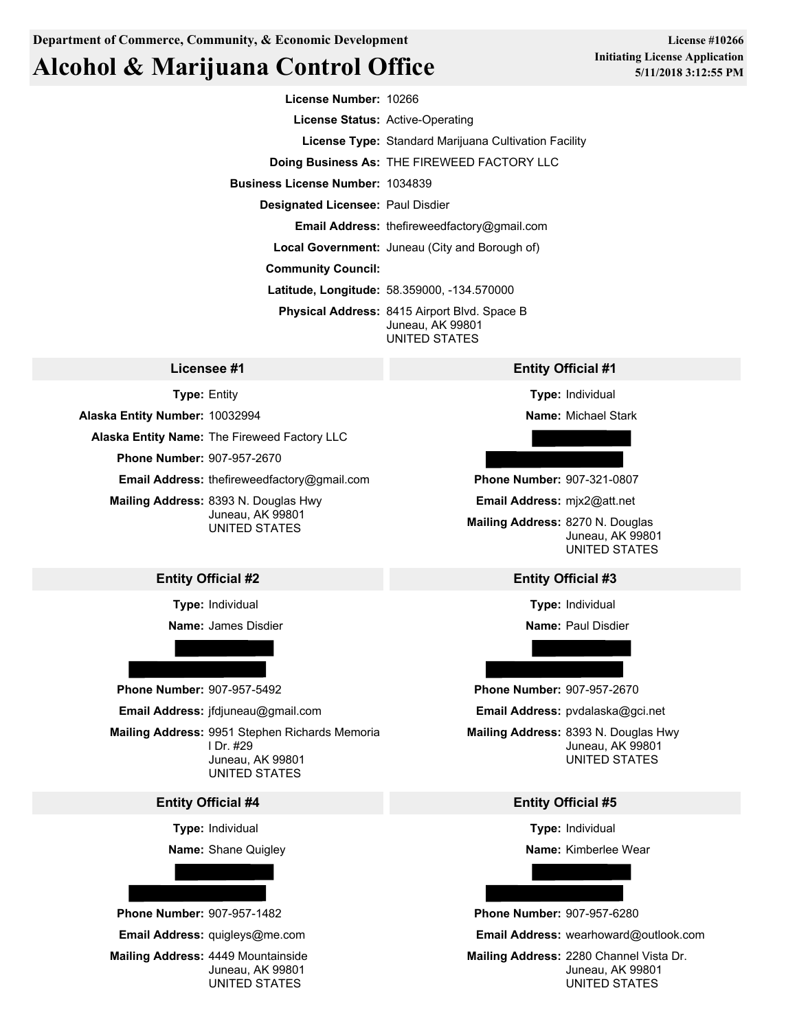Department of Commerce, Community, & Economic Development

# Alcohol & Marijuana Control Office

License #10266
Initiating License Application
5/11/2018 3:12:55 PM

**License Number:** 10266
**License Status:** Active-Operating
**License Type:** Standard Marijuana Cultivation Facility
**Doing Business As:** THE FIREWEED FACTORY LLC
**Business License Number:** 1034839
**Designated Licensee:** Paul Disdier
**Email Address:** thefireweedfactory@gmail.com
**Local Government:** Juneau (City and Borough of)
**Community Council:**
**Latitude, Longitude:** 58.359000, -134.570000
**Physical Address:** 8415 Airport Blvd. Space B
Juneau, AK 99801
UNITED STATES

## Licensee #1

**Type:** Entity
**Alaska Entity Number:** 10032994
**Alaska Entity Name:** The Fireweed Factory LLC
**Phone Number:** 907-957-2670
**Email Address:** thefireweedfactory@gmail.com
**Mailing Address:** 8393 N. Douglas Hwy
Juneau, AK 99801
UNITED STATES

## Entity Official #1

**Type:** Individual
**Name:** Michael Stark
**Phone Number:** 907-321-0807
**Email Address:** mjx2@att.net
**Mailing Address:** 8270 N. Douglas
Juneau, AK 99801
UNITED STATES

## Entity Official #2

**Type:** Individual
**Name:** James Disdier
**Phone Number:** 907-957-5492
**Email Address:** jfdjuneau@gmail.com
**Mailing Address:** 9951 Stephen Richards Memorial Dr. #29
Juneau, AK 99801
UNITED STATES

## Entity Official #3

**Type:** Individual
**Name:** Paul Disdier
**Phone Number:** 907-957-2670
**Email Address:** pvdalaska@gci.net
**Mailing Address:** 8393 N. Douglas Hwy
Juneau, AK 99801
UNITED STATES

## Entity Official #4

**Type:** Individual
**Name:** Shane Quigley
**Phone Number:** 907-957-1482
**Email Address:** quigleys@me.com
**Mailing Address:** 4449 Mountainside
Juneau, AK 99801
UNITED STATES

## Entity Official #5

**Type:** Individual
**Name:** Kimberlee Wear
**Phone Number:** 907-957-6280
**Email Address:** wearhoward@outlook.com
**Mailing Address:** 2280 Channel Vista Dr.
Juneau, AK 99801
UNITED STATES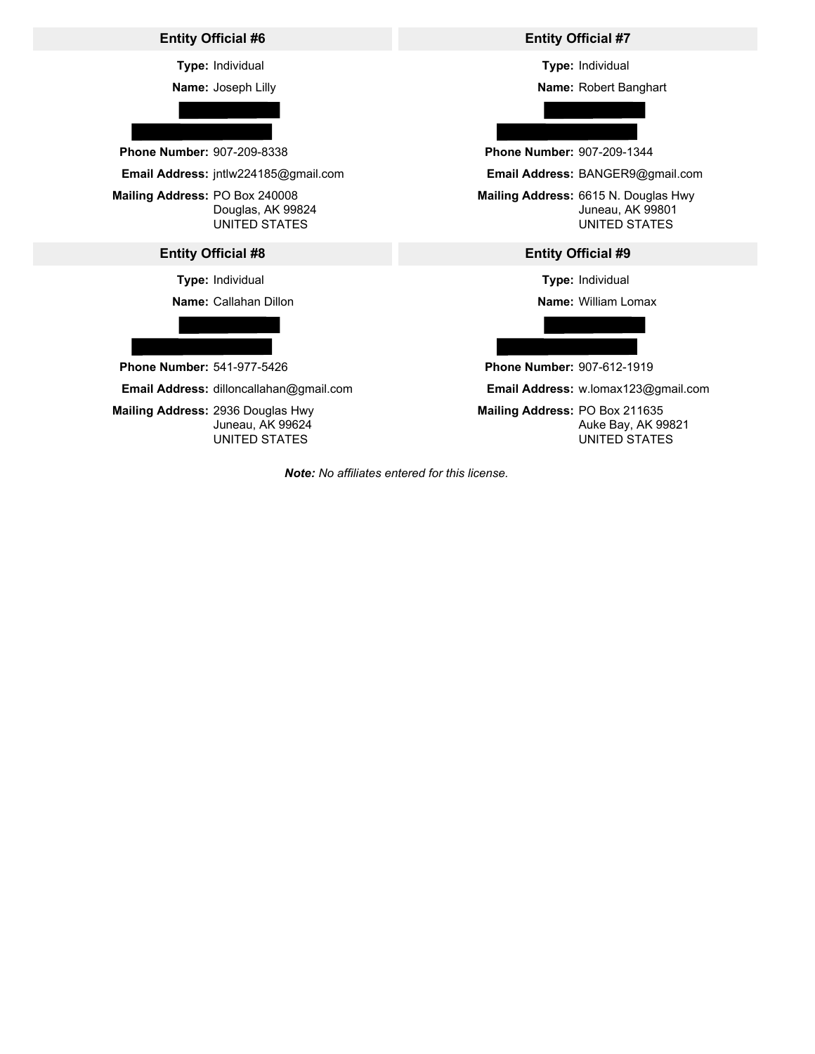### Entity Official #6

**Type:** Individual

**Name:** Joseph Lilly

**Phone Number:** 907-209-8338

**Email Address:** jntlw224185@gmail.com

**Mailing Address:** PO Box 240008
Douglas, AK 99824
UNITED STATES

### Entity Official #7

**Type:** Individual

**Name:** Robert Banghart

**Phone Number:** 907-209-1344

**Email Address:** BANGER9@gmail.com

**Mailing Address:** 6615 N. Douglas Hwy
Juneau, AK 99801
UNITED STATES

### Entity Official #8

**Type:** Individual

**Name:** Callahan Dillon

**Phone Number:** 541-977-5426

**Email Address:** dilloncallahan@gmail.com

**Mailing Address:** 2936 Douglas Hwy
Juneau, AK 99624
UNITED STATES

### Entity Official #9

**Type:** Individual

**Name:** William Lomax

**Phone Number:** 907-612-1919

**Email Address:** w.lomax123@gmail.com

**Mailing Address:** PO Box 211635
Auke Bay, AK 99821
UNITED STATES

***Note:*** *No affiliates entered for this license.*